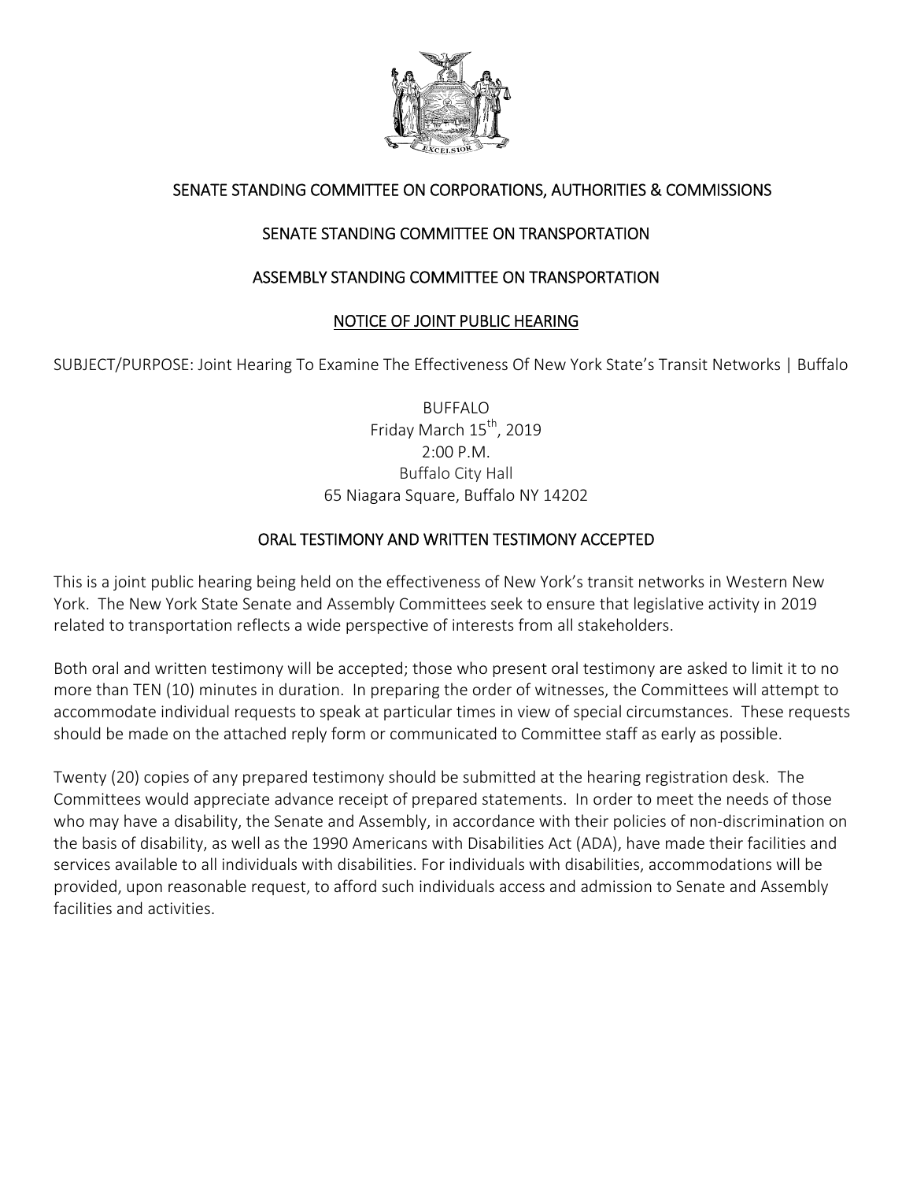## SENATE STANDING COMMITTEE ON CORPORATIONS, AUTHORITIES & COMMISSIONS

## SENATE STANDING COMMITTEE ON TRANSPORTATION

## ASSEMBLY STANDING COMMITTEE ON TRANSPORTATION

### NOTICE OF JOINT PUBLIC HEARING

SUBJECT/PURPOSE: Joint Hearing To Examine The Effectiveness Of New York State's Transit Networks | Buffalo

BUFFALO
Friday March 15th, 2019
2:00 P.M.
Buffalo City Hall
65 Niagara Square, Buffalo NY 14202

### ORAL TESTIMONY AND WRITTEN TESTIMONY ACCEPTED

This is a joint public hearing being held on the effectiveness of New York's transit networks in Western New York. The New York State Senate and Assembly Committees seek to ensure that legislative activity in 2019 related to transportation reflects a wide perspective of interests from all stakeholders.

Both oral and written testimony will be accepted; those who present oral testimony are asked to limit it to no more than TEN (10) minutes in duration. In preparing the order of witnesses, the Committees will attempt to accommodate individual requests to speak at particular times in view of special circumstances. These requests should be made on the attached reply form or communicated to Committee staff as early as possible.

Twenty (20) copies of any prepared testimony should be submitted at the hearing registration desk. The Committees would appreciate advance receipt of prepared statements. In order to meet the needs of those who may have a disability, the Senate and Assembly, in accordance with their policies of non-discrimination on the basis of disability, as well as the 1990 Americans with Disabilities Act (ADA), have made their facilities and services available to all individuals with disabilities. For individuals with disabilities, accommodations will be provided, upon reasonable request, to afford such individuals access and admission to Senate and Assembly facilities and activities.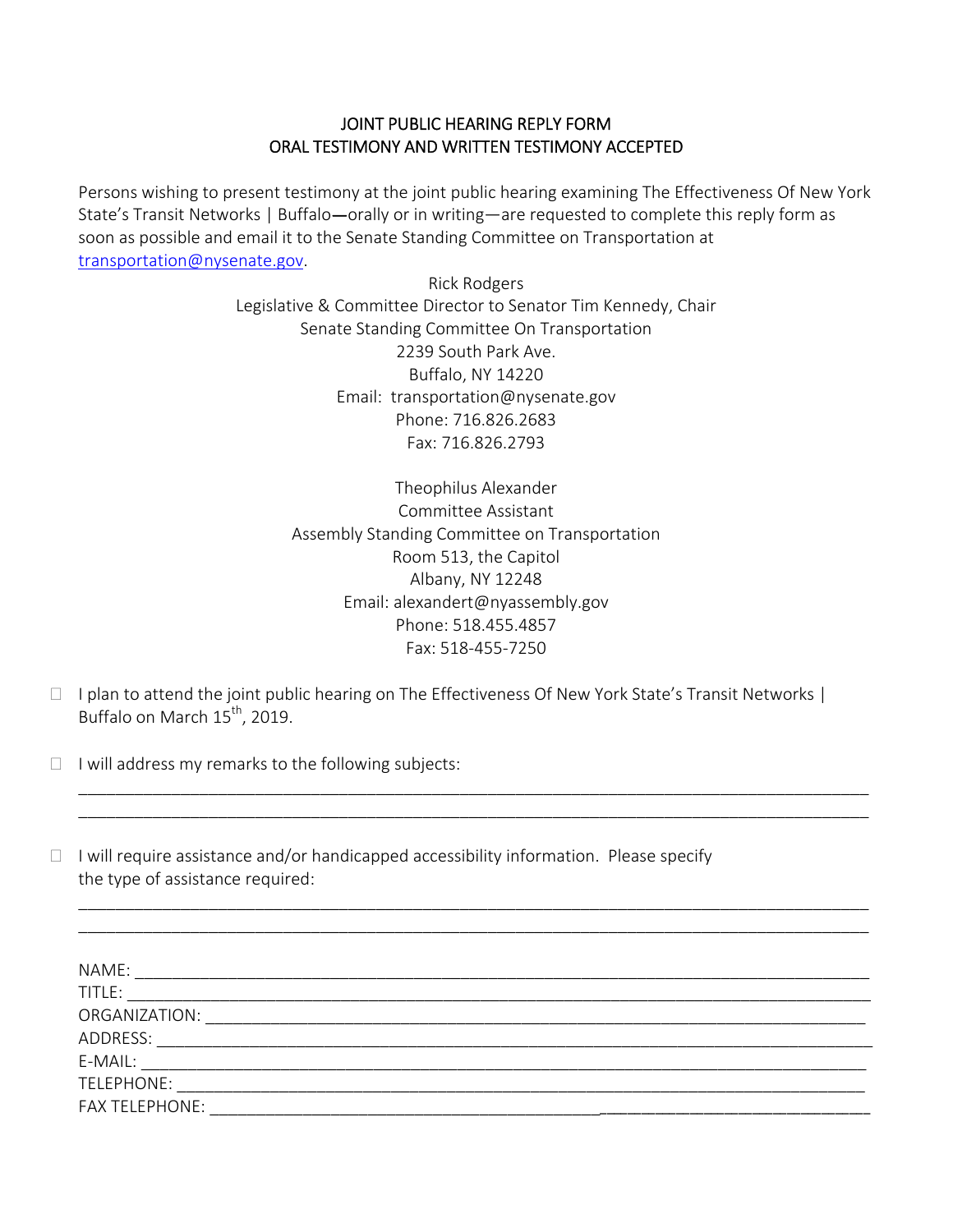## JOINT PUBLIC HEARING REPLY FORM
## ORAL TESTIMONY AND WRITTEN TESTIMONY ACCEPTED

Persons wishing to present testimony at the joint public hearing examining The Effectiveness Of New York State's Transit Networks | Buffalo—orally or in writing—are requested to complete this reply form as soon as possible and email it to the Senate Standing Committee on Transportation at transportation@nysenate.gov.

Rick Rodgers
Legislative & Committee Director to Senator Tim Kennedy, Chair
Senate Standing Committee On Transportation
2239 South Park Ave.
Buffalo, NY 14220
Email: transportation@nysenate.gov
Phone: 716.826.2683
Fax: 716.826.2793

Theophilus Alexander
Committee Assistant
Assembly Standing Committee on Transportation
Room 513, the Capitol
Albany, NY 12248
Email: alexandert@nyassembly.gov
Phone: 518.455.4857
Fax: 518-455-7250

☐ I plan to attend the joint public hearing on The Effectiveness Of New York State's Transit Networks | Buffalo on March 15th, 2019.

☐ I will address my remarks to the following subjects:

______________________________________________________________________________
______________________________________________________________________________

☐ I will require assistance and/or handicapped accessibility information. Please specify the type of assistance required:

______________________________________________________________________________
______________________________________________________________________________

NAME: ________________________________________________________________________
TITLE: ________________________________________________________________________
ORGANIZATION: _________________________________________________________________
ADDRESS: _____________________________________________________________________
E-MAIL: ______________________________________________________________________
TELEPHONE: ___________________________________________________________________
FAX TELEPHONE: ________________________________________________________________